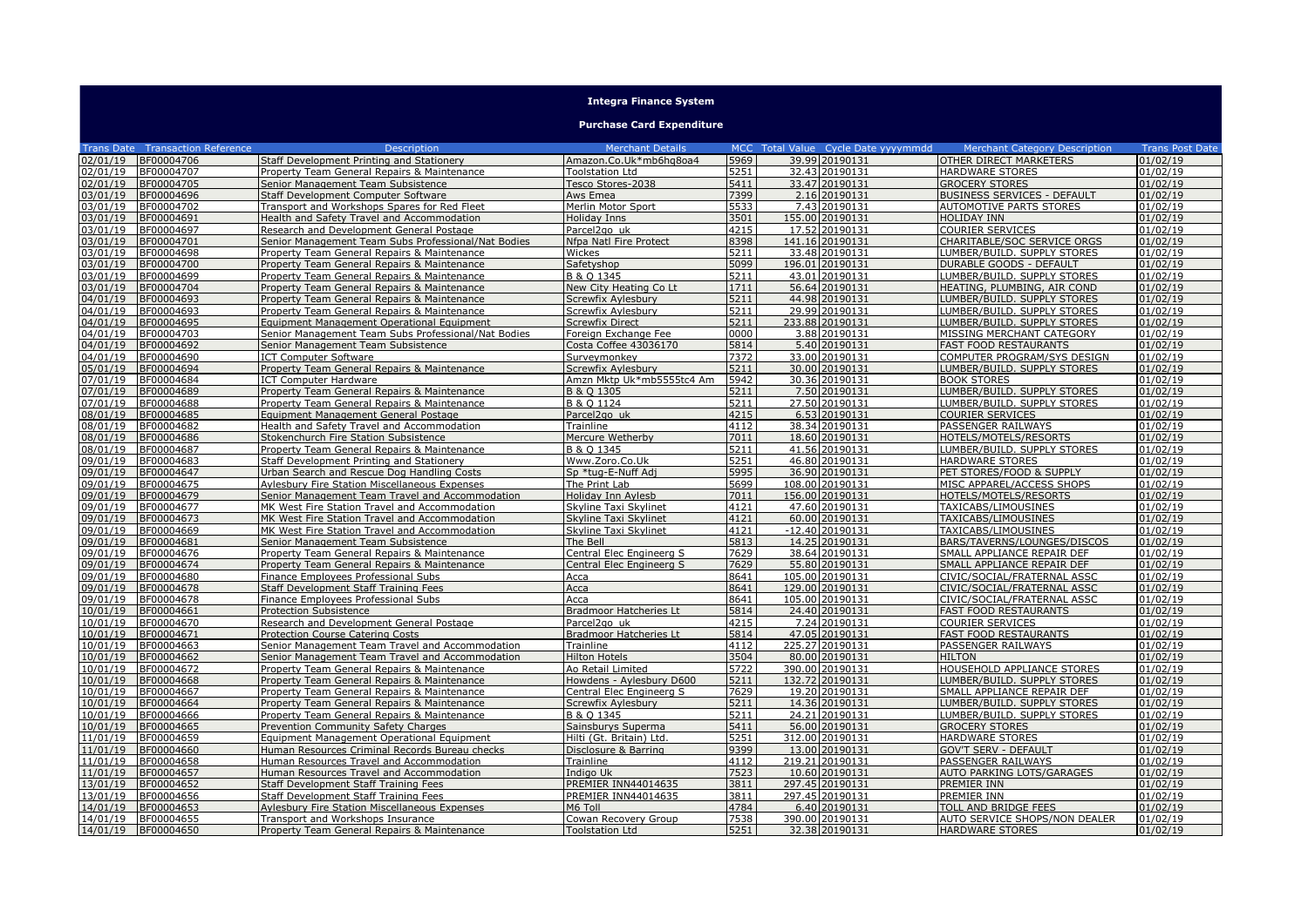# Integra Finance System

## Purchase Card Expenditure

| Trans Date | Transaction Reference | Description | Merchant Details | MCC | Total Value | Cycle Date yyyymmdd | Merchant Category Description | Trans Post Date |
|---|---|---|---|---|---|---|---|---|
| 02/01/19 | BF00004706 | Staff Development Printing and Stationery | Amazon.Co.Uk*mb6hq8oa4 | 5969 | 39.99 | 20190131 | OTHER DIRECT MARKETERS | 01/02/19 |
| 02/01/19 | BF00004707 | Property Team General Repairs & Maintenance | Toolstation Ltd | 5251 | 32.43 | 20190131 | HARDWARE STORES | 01/02/19 |
| 02/01/19 | BF00004705 | Senior Management Team Subsistence | Tesco Stores-2038 | 5411 | 33.47 | 20190131 | GROCERY STORES | 01/02/19 |
| 03/01/19 | BF00004696 | Staff Development Computer Software | Aws Emea | 7399 | 2.16 | 20190131 | BUSINESS SERVICES - DEFAULT | 01/02/19 |
| 03/01/19 | BF00004702 | Transport and Workshops Spares for Red Fleet | Merlin Motor Sport | 5533 | 7.43 | 20190131 | AUTOMOTIVE PARTS STORES | 01/02/19 |
| 03/01/19 | BF00004691 | Health and Safety Travel and Accommodation | Holiday Inns | 3501 | 155.00 | 20190131 | HOLIDAY INN | 01/02/19 |
| 03/01/19 | BF00004697 | Research and Development General Postage | Parcel2go uk | 4215 | 17.52 | 20190131 | COURIER SERVICES | 01/02/19 |
| 03/01/19 | BF00004701 | Senior Management Team Subs Professional/Nat Bodies | Nfpa Natl Fire Protect | 8398 | 141.16 | 20190131 | CHARITABLE/SOC SERVICE ORGS | 01/02/19 |
| 03/01/19 | BF00004698 | Property Team General Repairs & Maintenance | Wickes | 5211 | 33.48 | 20190131 | LUMBER/BUILD. SUPPLY STORES | 01/02/19 |
| 03/01/19 | BF00004700 | Property Team General Repairs & Maintenance | Safetyshop | 5099 | 196.01 | 20190131 | DURABLE GOODS - DEFAULT | 01/02/19 |
| 03/01/19 | BF00004699 | Property Team General Repairs & Maintenance | B & Q 1345 | 5211 | 43.01 | 20190131 | LUMBER/BUILD. SUPPLY STORES | 01/02/19 |
| 03/01/19 | BF00004704 | Property Team General Repairs & Maintenance | New City Heating Co Lt | 1711 | 56.64 | 20190131 | HEATING, PLUMBING, AIR COND | 01/02/19 |
| 04/01/19 | BF00004693 | Property Team General Repairs & Maintenance | Screwfix Aylesbury | 5211 | 44.98 | 20190131 | LUMBER/BUILD. SUPPLY STORES | 01/02/19 |
| 04/01/19 | BF00004693 | Property Team General Repairs & Maintenance | Screwfix Aylesbury | 5211 | 29.99 | 20190131 | LUMBER/BUILD. SUPPLY STORES | 01/02/19 |
| 04/01/19 | BF00004695 | Equipment Management Operational Equipment | Screwfix Direct | 5211 | 233.88 | 20190131 | LUMBER/BUILD. SUPPLY STORES | 01/02/19 |
| 04/01/19 | BF00004703 | Senior Management Team Subs Professional/Nat Bodies | Foreign Exchange Fee | 0000 | 3.88 | 20190131 | MISSING MERCHANT CATEGORY | 01/02/19 |
| 04/01/19 | BF00004692 | Senior Management Team Subsistence | Costa Coffee 43036170 | 5814 | 5.40 | 20190131 | FAST FOOD RESTAURANTS | 01/02/19 |
| 04/01/19 | BF00004690 | ICT Computer Software | Surveymonkey | 7372 | 33.00 | 20190131 | COMPUTER PROGRAM/SYS DESIGN | 01/02/19 |
| 05/01/19 | BF00004694 | Property Team General Repairs & Maintenance | Screwfix Aylesbury | 5211 | 30.00 | 20190131 | LUMBER/BUILD. SUPPLY STORES | 01/02/19 |
| 07/01/19 | BF00004684 | ICT Computer Hardware | Amzn Mktp Uk*mb5555tc4 Am | 5942 | 30.36 | 20190131 | BOOK STORES | 01/02/19 |
| 07/01/19 | BF00004689 | Property Team General Repairs & Maintenance | B & Q 1305 | 5211 | 7.50 | 20190131 | LUMBER/BUILD. SUPPLY STORES | 01/02/19 |
| 07/01/19 | BF00004688 | Property Team General Repairs & Maintenance | B & Q 1124 | 5211 | 27.50 | 20190131 | LUMBER/BUILD. SUPPLY STORES | 01/02/19 |
| 08/01/19 | BF00004685 | Equipment Management General Postage | Parcel2go uk | 4215 | 6.53 | 20190131 | COURIER SERVICES | 01/02/19 |
| 08/01/19 | BF00004682 | Health and Safety Travel and Accommodation | Trainline | 4112 | 38.34 | 20190131 | PASSENGER RAILWAYS | 01/02/19 |
| 08/01/19 | BF00004686 | Stokenchurch Fire Station Subsistence | Mercure Wetherby | 7011 | 18.60 | 20190131 | HOTELS/MOTELS/RESORTS | 01/02/19 |
| 08/01/19 | BF00004687 | Property Team General Repairs & Maintenance | B & Q 1345 | 5211 | 41.56 | 20190131 | LUMBER/BUILD. SUPPLY STORES | 01/02/19 |
| 09/01/19 | BF00004683 | Staff Development Printing and Stationery | Www.Zoro.Co.Uk | 5251 | 46.80 | 20190131 | HARDWARE STORES | 01/02/19 |
| 09/01/19 | BF00004647 | Urban Search and Rescue Dog Handling Costs | Sp *tug-E-Nuff Adj | 5995 | 36.90 | 20190131 | PET STORES/FOOD & SUPPLY | 01/02/19 |
| 09/01/19 | BF00004675 | Aylesbury Fire Station Miscellaneous Expenses | The Print Lab | 5699 | 108.00 | 20190131 | MISC APPAREL/ACCESS SHOPS | 01/02/19 |
| 09/01/19 | BF00004679 | Senior Management Team Travel and Accommodation | Holiday Inn Aylesb | 7011 | 156.00 | 20190131 | HOTELS/MOTELS/RESORTS | 01/02/19 |
| 09/01/19 | BF00004677 | MK West Fire Station Travel and Accommodation | Skyline Taxi Skylinet | 4121 | 47.60 | 20190131 | TAXICABS/LIMOUSINES | 01/02/19 |
| 09/01/19 | BF00004673 | MK West Fire Station Travel and Accommodation | Skyline Taxi Skylinet | 4121 | 60.00 | 20190131 | TAXICABS/LIMOUSINES | 01/02/19 |
| 09/01/19 | BF00004669 | MK West Fire Station Travel and Accommodation | Skyline Taxi Skylinet | 4121 | -12.40 | 20190131 | TAXICABS/LIMOUSINES | 01/02/19 |
| 09/01/19 | BF00004681 | Senior Management Team Subsistence | The Bell | 5813 | 14.25 | 20190131 | BARS/TAVERNS/LOUNGES/DISCOS | 01/02/19 |
| 09/01/19 | BF00004676 | Property Team General Repairs & Maintenance | Central Elec Engineerg S | 7629 | 38.64 | 20190131 | SMALL APPLIANCE REPAIR DEF | 01/02/19 |
| 09/01/19 | BF00004674 | Property Team General Repairs & Maintenance | Central Elec Engineerg S | 7629 | 55.80 | 20190131 | SMALL APPLIANCE REPAIR DEF | 01/02/19 |
| 09/01/19 | BF00004680 | Finance Employees Professional Subs | Acca | 8641 | 105.00 | 20190131 | CIVIC/SOCIAL/FRATERNAL ASSC | 01/02/19 |
| 09/01/19 | BF00004678 | Staff Development Staff Training Fees | Acca | 8641 | 129.00 | 20190131 | CIVIC/SOCIAL/FRATERNAL ASSC | 01/02/19 |
| 09/01/19 | BF00004678 | Finance Employees Professional Subs | Acca | 8641 | 105.00 | 20190131 | CIVIC/SOCIAL/FRATERNAL ASSC | 01/02/19 |
| 10/01/19 | BF00004661 | Protection Subsistence | Bradmoor Hatcheries Lt | 5814 | 24.40 | 20190131 | FAST FOOD RESTAURANTS | 01/02/19 |
| 10/01/19 | BF00004670 | Research and Development General Postage | Parcel2go uk | 4215 | 7.24 | 20190131 | COURIER SERVICES | 01/02/19 |
| 10/01/19 | BF00004671 | Protection Course Catering Costs | Bradmoor Hatcheries Lt | 5814 | 47.05 | 20190131 | FAST FOOD RESTAURANTS | 01/02/19 |
| 10/01/19 | BF00004663 | Senior Management Team Travel and Accommodation | Trainline | 4112 | 225.27 | 20190131 | PASSENGER RAILWAYS | 01/02/19 |
| 10/01/19 | BF00004662 | Senior Management Team Travel and Accommodation | Hilton Hotels | 3504 | 80.00 | 20190131 | HILTON | 01/02/19 |
| 10/01/19 | BF00004672 | Property Team General Repairs & Maintenance | Ao Retail Limited | 5722 | 390.00 | 20190131 | HOUSEHOLD APPLIANCE STORES | 01/02/19 |
| 10/01/19 | BF00004668 | Property Team General Repairs & Maintenance | Howdens - Aylesbury D600 | 5211 | 132.72 | 20190131 | LUMBER/BUILD. SUPPLY STORES | 01/02/19 |
| 10/01/19 | BF00004667 | Property Team General Repairs & Maintenance | Central Elec Engineerg S | 7629 | 19.20 | 20190131 | SMALL APPLIANCE REPAIR DEF | 01/02/19 |
| 10/01/19 | BF00004664 | Property Team General Repairs & Maintenance | Screwfix Aylesbury | 5211 | 14.36 | 20190131 | LUMBER/BUILD. SUPPLY STORES | 01/02/19 |
| 10/01/19 | BF00004666 | Property Team General Repairs & Maintenance | B & Q 1345 | 5211 | 24.21 | 20190131 | LUMBER/BUILD. SUPPLY STORES | 01/02/19 |
| 10/01/19 | BF00004665 | Prevention Community Safety Charges | Sainsburys Superma | 5411 | 56.00 | 20190131 | GROCERY STORES | 01/02/19 |
| 11/01/19 | BF00004659 | Equipment Management Operational Equipment | Hilti (Gt. Britain) Ltd. | 5251 | 312.00 | 20190131 | HARDWARE STORES | 01/02/19 |
| 11/01/19 | BF00004660 | Human Resources Criminal Records Bureau checks | Disclosure & Barring | 9399 | 13.00 | 20190131 | GOV'T SERV - DEFAULT | 01/02/19 |
| 11/01/19 | BF00004658 | Human Resources Travel and Accommodation | Trainline | 4112 | 219.21 | 20190131 | PASSENGER RAILWAYS | 01/02/19 |
| 11/01/19 | BF00004657 | Human Resources Travel and Accommodation | Indigo Uk | 7523 | 10.60 | 20190131 | AUTO PARKING LOTS/GARAGES | 01/02/19 |
| 13/01/19 | BF00004652 | Staff Development Staff Training Fees | PREMIER INN44014635 | 3811 | 297.45 | 20190131 | PREMIER INN | 01/02/19 |
| 13/01/19 | BF00004656 | Staff Development Staff Training Fees | PREMIER INN44014635 | 3811 | 297.45 | 20190131 | PREMIER INN | 01/02/19 |
| 14/01/19 | BF00004653 | Aylesbury Fire Station Miscellaneous Expenses | M6 Toll | 4784 | 6.40 | 20190131 | TOLL AND BRIDGE FEES | 01/02/19 |
| 14/01/19 | BF00004655 | Transport and Workshops Insurance | Cowan Recovery Group | 7538 | 390.00 | 20190131 | AUTO SERVICE SHOPS/NON DEALER | 01/02/19 |
| 14/01/19 | BF00004650 | Property Team General Repairs & Maintenance | Toolstation Ltd | 5251 | 32.38 | 20190131 | HARDWARE STORES | 01/02/19 |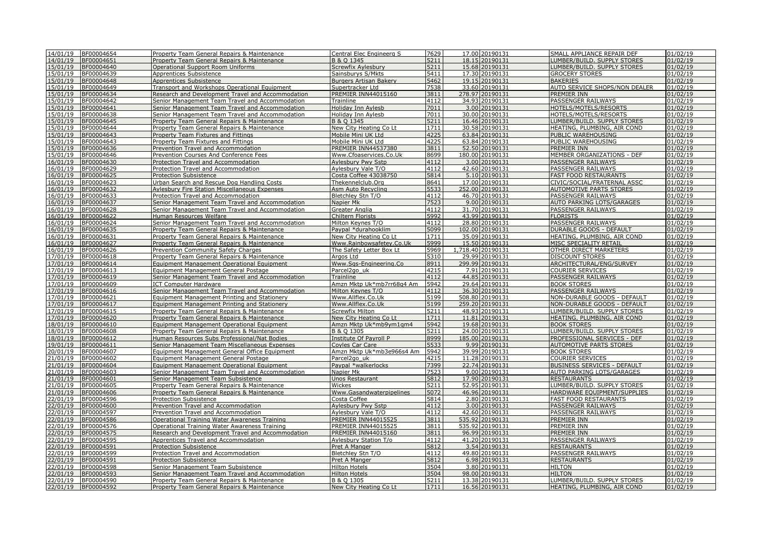| | | | | | | | | |
|---|---|---|---|---|---|---|---|---|
| 14/01/19 | BF00004654 | Property Team General Repairs & Maintenance | Central Elec Engineerg S | 7629 | 17.00 | 20190131 | SMALL APPLIANCE REPAIR DEF | 01/02/19 |
| 14/01/19 | BF00004651 | Property Team General Repairs & Maintenance | B & Q 1345 | 5211 | 18.15 | 20190131 | LUMBER/BUILD. SUPPLY STORES | 01/02/19 |
| 15/01/19 | BF00004640 | Operational Support Room Uniforms | Screwfix Aylesbury | 5211 | 15.68 | 20190131 | LUMBER/BUILD. SUPPLY STORES | 01/02/19 |
| 15/01/19 | BF00004639 | Apprentices Subsistence | Sainsburys S/Mkts | 5411 | 17.30 | 20190131 | GROCERY STORES | 01/02/19 |
| 15/01/19 | BF00004648 | Apprentices Subsistence | Burgers Artisan Bakery | 5462 | 19.15 | 20190131 | BAKERIES | 01/02/19 |
| 15/01/19 | BF00004649 | Transport and Workshops Operational Equipment | Supertracker Ltd | 7538 | 33.60 | 20190131 | AUTO SERVICE SHOPS/NON DEALER | 01/02/19 |
| 15/01/19 | BF00004634 | Research and Development Travel and Accommodation | PREMIER INN44015160 | 3811 | 278.97 | 20190131 | PREMIER INN | 01/02/19 |
| 15/01/19 | BF00004642 | Senior Management Team Travel and Accommodation | Trainline | 4112 | 34.93 | 20190131 | PASSENGER RAILWAYS | 01/02/19 |
| 15/01/19 | BF00004641 | Senior Management Team Travel and Accommodation | Holiday Inn Aylesb | 7011 | 3.00 | 20190131 | HOTELS/MOTELS/RESORTS | 01/02/19 |
| 15/01/19 | BF00004638 | Senior Management Team Travel and Accommodation | Holiday Inn Aylesb | 7011 | 30.00 | 20190131 | HOTELS/MOTELS/RESORTS | 01/02/19 |
| 15/01/19 | BF00004645 | Property Team General Repairs & Maintenance | B & Q 1345 | 5211 | 16.46 | 20190131 | LUMBER/BUILD. SUPPLY STORES | 01/02/19 |
| 15/01/19 | BF00004644 | Property Team General Repairs & Maintenance | New City Heating Co Lt | 1711 | 30.58 | 20190131 | HEATING, PLUMBING, AIR COND | 01/02/19 |
| 15/01/19 | BF00004643 | Property Team Fixtures and Fittings | Mobile Mini UK Ltd | 4225 | 63.84 | 20190131 | PUBLIC WAREHOUSING | 01/02/19 |
| 15/01/19 | BF00004643 | Property Team Fixtures and Fittings | Mobile Mini UK Ltd | 4225 | 63.84 | 20190131 | PUBLIC WAREHOUSING | 01/02/19 |
| 15/01/19 | BF00004636 | Prevention Travel and Accommodation | PREMIER INN44537380 | 3811 | 52.50 | 20190131 | PREMIER INN | 01/02/19 |
| 15/01/19 | BF00004646 | Prevention Courses And Conference Fees | Www.Cfoaservices.Co.Uk | 8699 | 180.00 | 20190131 | MEMBER ORGANIZATIONS - DEF | 01/02/19 |
| 16/01/19 | BF00004630 | Protection Travel and Accommodation | Aylesbury Pwy Sstp | 4112 | 3.00 | 20190131 | PASSENGER RAILWAYS | 01/02/19 |
| 16/01/19 | BF00004629 | Protection Travel and Accommodation | Aylesbury Vale T/O | 4112 | 42.60 | 20190131 | PASSENGER RAILWAYS | 01/02/19 |
| 16/01/19 | BF00004625 | Protection Subsistence | Costa Coffee 43038750 | 5814 | 5.10 | 20190131 | FAST FOOD RESTAURANTS | 01/02/19 |
| 16/01/19 | BF00004623 | Urban Search and Rescue Dog Handling Costs | Thekennelclub.Org | 8641 | 17.00 | 20190131 | CIVIC/SOCIAL/FRATERNAL ASSC | 01/02/19 |
| 16/01/19 | BF00004632 | Aylesbury Fire Station Miscellaneous Expenses | Asm Auto Recycling | 5533 | 252.00 | 20190131 | AUTOMOTIVE PARTS STORES | 01/02/19 |
| 16/01/19 | BF00004633 | Protection Travel and Accommodation | Bletchley Stn T/O | 4112 | 46.70 | 20190131 | PASSENGER RAILWAYS | 01/02/19 |
| 16/01/19 | BF00004637 | Senior Management Team Travel and Accommodation | Napier Mk | 7523 | 9.00 | 20190131 | AUTO PARKING LOTS/GARAGES | 01/02/19 |
| 16/01/19 | BF00004628 | Senior Management Team Travel and Accommodation | Greater Anglia | 4112 | 31.70 | 20190131 | PASSENGER RAILWAYS | 01/02/19 |
| 16/01/19 | BF00004622 | Human Resources Welfare | Chiltern Florists | 5992 | 43.99 | 20190131 | FLORISTS | 01/02/19 |
| 16/01/19 | BF00004624 | Senior Management Team Travel and Accommodation | Milton Keynes T/O | 4112 | 28.80 | 20190131 | PASSENGER RAILWAYS | 01/02/19 |
| 16/01/19 | BF00004635 | Property Team General Repairs & Maintenance | Paypal *durahooklim | 5099 | 102.00 | 20190131 | DURABLE GOODS - DEFAULT | 01/02/19 |
| 16/01/19 | BF00004631 | Property Team General Repairs & Maintenance | New City Heating Co Lt | 1711 | 35.09 | 20190131 | HEATING, PLUMBING, AIR COND | 01/02/19 |
| 16/01/19 | BF00004627 | Property Team General Repairs & Maintenance | Www.Rainbowsafetey.Co.Uk | 5999 | 15.50 | 20190131 | MISC SPECIALITY RETAIL | 01/02/19 |
| 16/01/19 | BF00004626 | Prevention Community Safety Charges | The Safety Letter Box Lt | 5969 | 1,718.40 | 20190131 | OTHER DIRECT MARKETERS | 01/02/19 |
| 17/01/19 | BF00004618 | Property Team General Repairs & Maintenance | Argos Ltd | 5310 | 29.99 | 20190131 | DISCOUNT STORES | 01/02/19 |
| 17/01/19 | BF00004614 | Equipment Management Operational Equipment | Www.Sgs-Engineering.Co | 8911 | 299.99 | 20190131 | ARCHITECTURAL/ENG/SURVEY | 01/02/19 |
| 17/01/19 | BF00004613 | Equipment Management General Postage | Parcel2go_uk | 4215 | 7.91 | 20190131 | COURIER SERVICES | 01/02/19 |
| 17/01/19 | BF00004619 | Senior Management Team Travel and Accommodation | Trainline | 4112 | 44.85 | 20190131 | PASSENGER RAILWAYS | 01/02/19 |
| 17/01/19 | BF00004609 | ICT Computer Hardware | Amzn Mktp Uk*mb7rr68g4 Am | 5942 | 29.64 | 20190131 | BOOK STORES | 01/02/19 |
| 17/01/19 | BF00004616 | Senior Management Team Travel and Accommodation | Milton Keynes T/O | 4112 | 36.30 | 20190131 | PASSENGER RAILWAYS | 01/02/19 |
| 17/01/19 | BF00004621 | Equipment Management Printing and Stationery | Www.Allflex.Co.Uk | 5199 | 508.80 | 20190131 | NON-DURABLE GOODS - DEFAULT | 01/02/19 |
| 17/01/19 | BF00004617 | Equipment Management Printing and Stationery | Www.Allflex.Co.Uk | 5199 | 259.20 | 20190131 | NON-DURABLE GOODS - DEFAULT | 01/02/19 |
| 17/01/19 | BF00004615 | Property Team General Repairs & Maintenance | Screwfix Milton | 5211 | 48.93 | 20190131 | LUMBER/BUILD. SUPPLY STORES | 01/02/19 |
| 17/01/19 | BF00004620 | Property Team General Repairs & Maintenance | New City Heating Co Lt | 1711 | 11.81 | 20190131 | HEATING, PLUMBING, AIR COND | 01/02/19 |
| 18/01/19 | BF00004610 | Equipment Management Operational Equipment | Amzn Mktp Uk*mb9ym1qm4 | 5942 | 19.68 | 20190131 | BOOK STORES | 01/02/19 |
| 18/01/19 | BF00004608 | Property Team General Repairs & Maintenance | B & Q 1305 | 5211 | 24.00 | 20190131 | LUMBER/BUILD. SUPPLY STORES | 01/02/19 |
| 18/01/19 | BF00004612 | Human Resources Subs Professional/Nat Bodies | Institute Of Payroll P | 8999 | 185.00 | 20190131 | PROFESSIONAL SERVICES - DEF | 01/02/19 |
| 19/01/19 | BF00004611 | Senior Management Team Miscellaneous Expenses | Coyles Car Care | 5533 | 9.99 | 20190131 | AUTOMOTIVE PARTS STORES | 01/02/19 |
| 20/01/19 | BF00004607 | Equipment Management General Office Equipment | Amzn Mktp Uk*mb3e966s4 Am | 5942 | 39.99 | 20190131 | BOOK STORES | 01/02/19 |
| 21/01/19 | BF00004602 | Equipment Management General Postage | Parcel2go_uk | 4215 | 11.28 | 20190131 | COURIER SERVICES | 01/02/19 |
| 21/01/19 | BF00004604 | Equipment Management Operational Equipment | Paypal *walkerlocks | 7399 | 22.74 | 20190131 | BUSINESS SERVICES - DEFAULT | 01/02/19 |
| 21/01/19 | BF00004603 | Senior Management Team Travel and Accommodation | Napier Mk | 7523 | 9.00 | 20190131 | AUTO PARKING LOTS/GARAGES | 01/02/19 |
| 21/01/19 | BF00004601 | Senior Management Team Subsistence | Unos Restaurant | 5812 | 17.90 | 20190131 | RESTAURANTS | 01/02/19 |
| 21/01/19 | BF00004605 | Property Team General Repairs & Maintenance | Wickes | 5211 | 52.95 | 20190131 | LUMBER/BUILD. SUPPLY STORES | 01/02/19 |
| 21/01/19 | BF00004606 | Property Team General Repairs & Maintenance | Www.Gasandwaterpipelines | 5072 | 46.96 | 20190131 | HARDWARE EQUIPMENT/SUPPLIES | 01/02/19 |
| 22/01/19 | BF00004596 | Protection Subsistence | Costa Coffee | 5814 | 2.80 | 20190131 | FAST FOOD RESTAURANTS | 01/02/19 |
| 22/01/19 | BF00004600 | Prevention Travel and Accommodation | Aylesbury Pwy Sstp | 4112 | 3.00 | 20190131 | PASSENGER RAILWAYS | 01/02/19 |
| 22/01/19 | BF00004597 | Prevention Travel and Accommodation | Aylesbury Vale T/O | 4112 | 42.60 | 20190131 | PASSENGER RAILWAYS | 01/02/19 |
| 22/01/19 | BF00004586 | Operational Training Water Awareness Training | PREMIER INN44015525 | 3811 | 535.92 | 20190131 | PREMIER INN | 01/02/19 |
| 22/01/19 | BF00004576 | Operational Training Water Awareness Training | PREMIER INN44015525 | 3811 | 535.92 | 20190131 | PREMIER INN | 01/02/19 |
| 22/01/19 | BF00004575 | Research and Development Travel and Accommodation | PREMIER INN44015160 | 3811 | 96.99 | 20190131 | PREMIER INN | 01/02/19 |
| 22/01/19 | BF00004595 | Apprentices Travel and Accommodation | Aylesbury Station T/o | 4112 | 41.20 | 20190131 | PASSENGER RAILWAYS | 01/02/19 |
| 22/01/19 | BF00004591 | Protection Subsistence | Pret A Manger | 5812 | 3.54 | 20190131 | RESTAURANTS | 01/02/19 |
| 22/01/19 | BF00004599 | Protection Travel and Accommodation | Bletchley Stn T/O | 4112 | 49.80 | 20190131 | PASSENGER RAILWAYS | 01/02/19 |
| 22/01/19 | BF00004591 | Protection Subsistence | Pret A Manger | 5812 | 6.98 | 20190131 | RESTAURANTS | 01/02/19 |
| 22/01/19 | BF00004598 | Senior Management Team Subsistence | Hilton Hotels | 3504 | 3.80 | 20190131 | HILTON | 01/02/19 |
| 22/01/19 | BF00004593 | Senior Management Team Travel and Accommodation | Hilton Hotels | 3504 | 98.00 | 20190131 | HILTON | 01/02/19 |
| 22/01/19 | BF00004590 | Property Team General Repairs & Maintenance | B & Q 1305 | 5211 | 13.38 | 20190131 | LUMBER/BUILD. SUPPLY STORES | 01/02/19 |
| 22/01/19 | BF00004592 | Property Team General Repairs & Maintenance | New City Heating Co Lt | 1711 | 16.56 | 20190131 | HEATING, PLUMBING, AIR COND | 01/02/19 |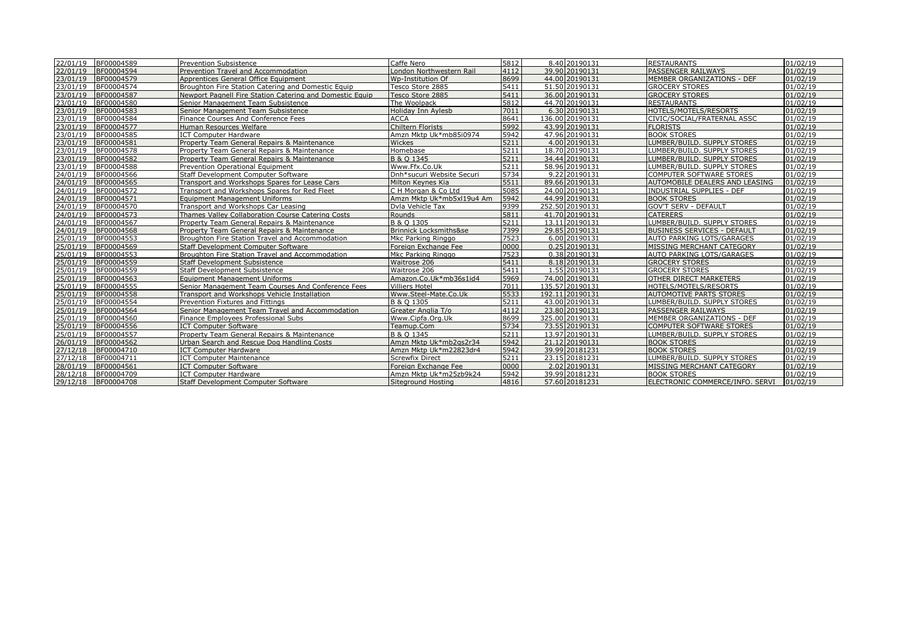| | | | | | | | | |
|---|---|---|---|---|---|---|---|---|
| 22/01/19 | BF00004589 | Prevention Subsistence | Caffe Nero | 5812 | 8.40 | 20190131 | RESTAURANTS | 01/02/19 |
| 22/01/19 | BF00004594 | Prevention Travel and Accommodation | London Northwestern Rail | 4112 | 39.90 | 20190131 | PASSENGER RAILWAYS | 01/02/19 |
| 23/01/19 | BF00004579 | Apprentices General Office Equipment | Wp-Institution Of | 8699 | 44.00 | 20190131 | MEMBER ORGANIZATIONS - DEF | 01/02/19 |
| 23/01/19 | BF00004574 | Broughton Fire Station Catering and Domestic Equip | Tesco Store 2885 | 5411 | 51.50 | 20190131 | GROCERY STORES | 01/02/19 |
| 23/01/19 | BF00004587 | Newport Pagnell Fire Station Catering and Domestic Equip | Tesco Store 2885 | 5411 | 36.00 | 20190131 | GROCERY STORES | 01/02/19 |
| 23/01/19 | BF00004580 | Senior Management Team Subsistence | The Woolpack | 5812 | 44.70 | 20190131 | RESTAURANTS | 01/02/19 |
| 23/01/19 | BF00004583 | Senior Management Team Subsistence | Holiday Inn Aylesb | 7011 | 6.30 | 20190131 | HOTELS/MOTELS/RESORTS | 01/02/19 |
| 23/01/19 | BF00004584 | Finance Courses And Conference Fees | ACCA | 8641 | 136.00 | 20190131 | CIVIC/SOCIAL/FRATERNAL ASSC | 01/02/19 |
| 23/01/19 | BF00004577 | Human Resources Welfare | Chiltern Florists | 5992 | 43.99 | 20190131 | FLORISTS | 01/02/19 |
| 23/01/19 | BF00004585 | ICT Computer Hardware | Amzn Mktp Uk*mb85i0974 | 5942 | 47.96 | 20190131 | BOOK STORES | 01/02/19 |
| 23/01/19 | BF00004581 | Property Team General Repairs & Maintenance | Wickes | 5211 | 4.00 | 20190131 | LUMBER/BUILD. SUPPLY STORES | 01/02/19 |
| 23/01/19 | BF00004578 | Property Team General Repairs & Maintenance | Homebase | 5211 | 18.70 | 20190131 | LUMBER/BUILD. SUPPLY STORES | 01/02/19 |
| 23/01/19 | BF00004582 | Property Team General Repairs & Maintenance | B & Q 1345 | 5211 | 34.44 | 20190131 | LUMBER/BUILD. SUPPLY STORES | 01/02/19 |
| 23/01/19 | BF00004588 | Prevention Operational Equipment | Www.Ffx.Co.Uk | 5211 | 58.96 | 20190131 | LUMBER/BUILD. SUPPLY STORES | 01/02/19 |
| 24/01/19 | BF00004566 | Staff Development Computer Software | Dnh*sucuri Website Securi | 5734 | 9.22 | 20190131 | COMPUTER SOFTWARE STORES | 01/02/19 |
| 24/01/19 | BF00004565 | Transport and Workshops Spares for Lease Cars | Milton Keynes Kia | 5511 | 89.66 | 20190131 | AUTOMOBILE DEALERS AND LEASING | 01/02/19 |
| 24/01/19 | BF00004572 | Transport and Workshops Spares for Red Fleet | C H Morgan & Co Ltd | 5085 | 24.00 | 20190131 | INDUSTRIAL SUPPLIES - DEF | 01/02/19 |
| 24/01/19 | BF00004571 | Equipment Management Uniforms | Amzn Mktp Uk*mb5xl19u4 Am | 5942 | 44.99 | 20190131 | BOOK STORES | 01/02/19 |
| 24/01/19 | BF00004570 | Transport and Workshops Car Leasing | Dvla Vehicle Tax | 9399 | 252.50 | 20190131 | GOV'T SERV - DEFAULT | 01/02/19 |
| 24/01/19 | BF00004573 | Thames Valley Collaboration Course Catering Costs | Rounds | 5811 | 41.70 | 20190131 | CATERERS | 01/02/19 |
| 24/01/19 | BF00004567 | Property Team General Repairs & Maintenance | B & Q 1305 | 5211 | 13.11 | 20190131 | LUMBER/BUILD. SUPPLY STORES | 01/02/19 |
| 24/01/19 | BF00004568 | Property Team General Repairs & Maintenance | Brinnick Locksmiths&se | 7399 | 29.85 | 20190131 | BUSINESS SERVICES - DEFAULT | 01/02/19 |
| 25/01/19 | BF00004553 | Broughton Fire Station Travel and Accommodation | Mkc Parking Ringgo | 7523 | 6.00 | 20190131 | AUTO PARKING LOTS/GARAGES | 01/02/19 |
| 25/01/19 | BF00004569 | Staff Development Computer Software | Foreign Exchange Fee | 0000 | 0.25 | 20190131 | MISSING MERCHANT CATEGORY | 01/02/19 |
| 25/01/19 | BF00004553 | Broughton Fire Station Travel and Accommodation | Mkc Parking Ringgo | 7523 | 0.38 | 20190131 | AUTO PARKING LOTS/GARAGES | 01/02/19 |
| 25/01/19 | BF00004559 | Staff Development Subsistence | Waitrose 206 | 5411 | 8.18 | 20190131 | GROCERY STORES | 01/02/19 |
| 25/01/19 | BF00004559 | Staff Development Subsistence | Waitrose 206 | 5411 | 1.55 | 20190131 | GROCERY STORES | 01/02/19 |
| 25/01/19 | BF00004563 | Equipment Management Uniforms | Amazon.Co.Uk*mb36s1id4 | 5969 | 74.00 | 20190131 | OTHER DIRECT MARKETERS | 01/02/19 |
| 25/01/19 | BF00004555 | Senior Management Team Courses And Conference Fees | Villiers Hotel | 7011 | 135.57 | 20190131 | HOTELS/MOTELS/RESORTS | 01/02/19 |
| 25/01/19 | BF00004558 | Transport and Workshops Vehicle Installation | Www.Steel-Mate.Co.Uk | 5533 | 192.11 | 20190131 | AUTOMOTIVE PARTS STORES | 01/02/19 |
| 25/01/19 | BF00004554 | Prevention Fixtures and Fittings | B & Q 1305 | 5211 | 43.00 | 20190131 | LUMBER/BUILD. SUPPLY STORES | 01/02/19 |
| 25/01/19 | BF00004564 | Senior Management Team Travel and Accommodation | Greater Anglia T/o | 4112 | 23.80 | 20190131 | PASSENGER RAILWAYS | 01/02/19 |
| 25/01/19 | BF00004560 | Finance Employees Professional Subs | Www.Cipfa.Org.Uk | 8699 | 325.00 | 20190131 | MEMBER ORGANIZATIONS - DEF | 01/02/19 |
| 25/01/19 | BF00004556 | ICT Computer Software | Teamup.Com | 5734 | 73.55 | 20190131 | COMPUTER SOFTWARE STORES | 01/02/19 |
| 25/01/19 | BF00004557 | Property Team General Repairs & Maintenance | B & Q 1345 | 5211 | 13.97 | 20190131 | LUMBER/BUILD. SUPPLY STORES | 01/02/19 |
| 26/01/19 | BF00004562 | Urban Search and Rescue Dog Handling Costs | Amzn Mktp Uk*mb2qs2r34 | 5942 | 21.12 | 20190131 | BOOK STORES | 01/02/19 |
| 27/12/18 | BF00004710 | ICT Computer Hardware | Amzn Mktp Uk*m22823dr4 | 5942 | 39.99 | 20181231 | BOOK STORES | 01/02/19 |
| 27/12/18 | BF00004711 | ICT Computer Maintenance | Screwfix Direct | 5211 | 23.15 | 20181231 | LUMBER/BUILD. SUPPLY STORES | 01/02/19 |
| 28/01/19 | BF00004561 | ICT Computer Software | Foreign Exchange Fee | 0000 | 2.02 | 20190131 | MISSING MERCHANT CATEGORY | 01/02/19 |
| 28/12/18 | BF00004709 | ICT Computer Hardware | Amzn Mktp Uk*m25zb9k24 | 5942 | 39.99 | 20181231 | BOOK STORES | 01/02/19 |
| 29/12/18 | BF00004708 | Staff Development Computer Software | Siteground Hosting | 4816 | 57.60 | 20181231 | ELECTRONIC COMMERCE/INFO. SERVI | 01/02/19 |